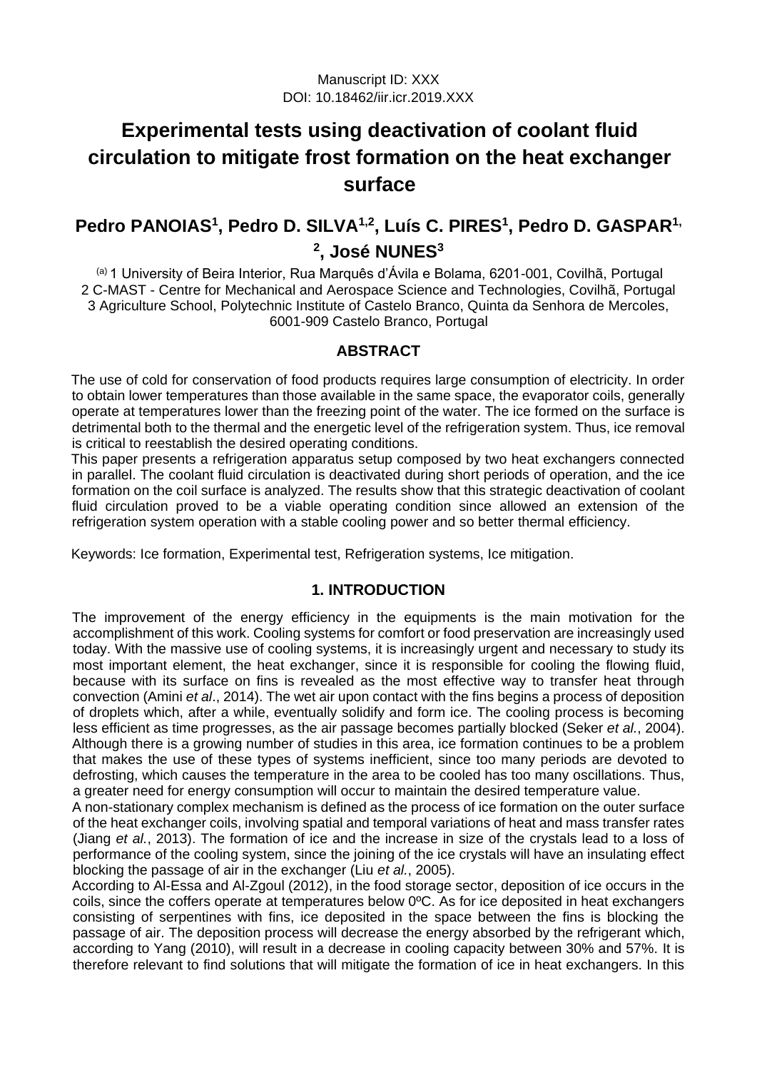Manuscript ID: XXX
DOI: 10.18462/iir.icr.2019.XXX

# Experimental tests using deactivation of coolant fluid circulation to mitigate frost formation on the heat exchanger surface

## Pedro PANOIAS[1], Pedro D. SILVA[1,2], Luís C. PIRES[1], Pedro D. GASPAR[1,2], José NUNES[3]

[(a)] 1 University of Beira Interior, Rua Marquês d'Ávila e Bolama, 6201-001, Covilhã, Portugal
2 C-MAST - Centre for Mechanical and Aerospace Science and Technologies, Covilhã, Portugal
3 Agriculture School, Polytechnic Institute of Castelo Branco, Quinta da Senhora de Mercoles, 6001-909 Castelo Branco, Portugal

### ABSTRACT

The use of cold for conservation of food products requires large consumption of electricity. In order to obtain lower temperatures than those available in the same space, the evaporator coils, generally operate at temperatures lower than the freezing point of the water. The ice formed on the surface is detrimental both to the thermal and the energetic level of the refrigeration system. Thus, ice removal is critical to reestablish the desired operating conditions.

This paper presents a refrigeration apparatus setup composed by two heat exchangers connected in parallel. The coolant fluid circulation is deactivated during short periods of operation, and the ice formation on the coil surface is analyzed. The results show that this strategic deactivation of coolant fluid circulation proved to be a viable operating condition since allowed an extension of the refrigeration system operation with a stable cooling power and so better thermal efficiency.

Keywords: Ice formation, Experimental test, Refrigeration systems, Ice mitigation.

### 1. INTRODUCTION

The improvement of the energy efficiency in the equipments is the main motivation for the accomplishment of this work. Cooling systems for comfort or food preservation are increasingly used today. With the massive use of cooling systems, it is increasingly urgent and necessary to study its most important element, the heat exchanger, since it is responsible for cooling the flowing fluid, because with its surface on fins is revealed as the most effective way to transfer heat through convection (Amini *et al*., 2014). The wet air upon contact with the fins begins a process of deposition of droplets which, after a while, eventually solidify and form ice. The cooling process is becoming less efficient as time progresses, as the air passage becomes partially blocked (Seker *et al.*, 2004). Although there is a growing number of studies in this area, ice formation continues to be a problem that makes the use of these types of systems inefficient, since too many periods are devoted to defrosting, which causes the temperature in the area to be cooled has too many oscillations. Thus, a greater need for energy consumption will occur to maintain the desired temperature value.

A non-stationary complex mechanism is defined as the process of ice formation on the outer surface of the heat exchanger coils, involving spatial and temporal variations of heat and mass transfer rates (Jiang *et al.*, 2013). The formation of ice and the increase in size of the crystals lead to a loss of performance of the cooling system, since the joining of the ice crystals will have an insulating effect blocking the passage of air in the exchanger (Liu *et al.*, 2005).

According to Al-Essa and Al-Zgoul (2012), in the food storage sector, deposition of ice occurs in the coils, since the coffers operate at temperatures below 0ºC. As for ice deposited in heat exchangers consisting of serpentines with fins, ice deposited in the space between the fins is blocking the passage of air. The deposition process will decrease the energy absorbed by the refrigerant which, according to Yang (2010), will result in a decrease in cooling capacity between 30% and 57%. It is therefore relevant to find solutions that will mitigate the formation of ice in heat exchangers. In this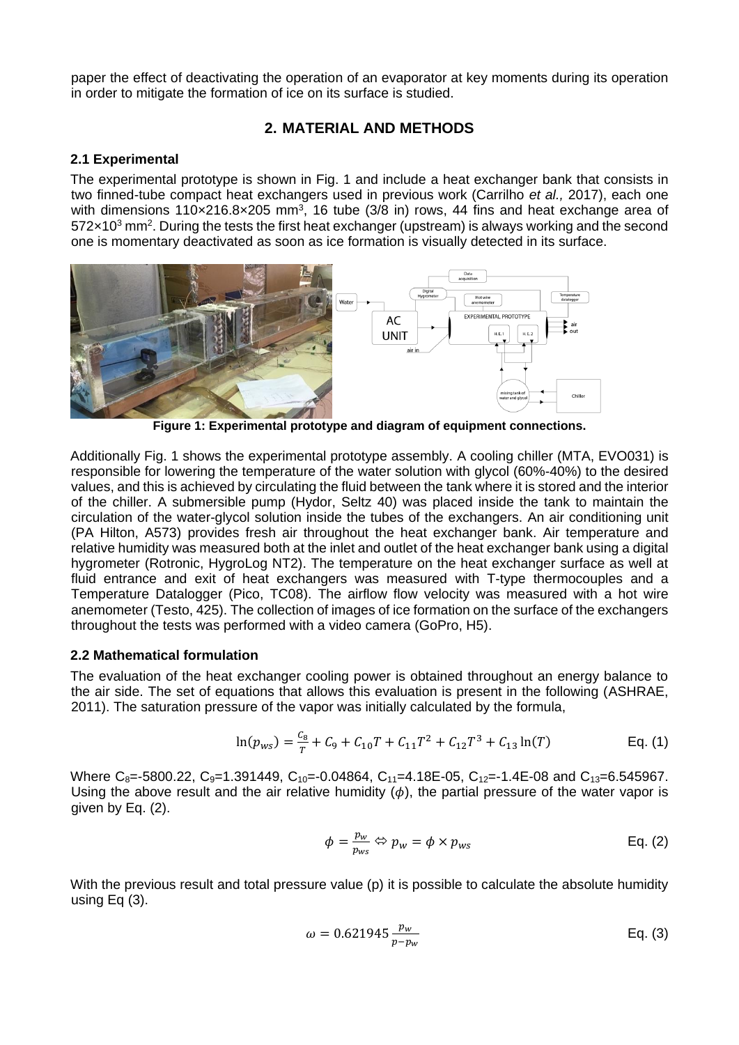paper the effect of deactivating the operation of an evaporator at key moments during its operation in order to mitigate the formation of ice on its surface is studied.

## 2. MATERIAL AND METHODS

### 2.1 Experimental

The experimental prototype is shown in Fig. 1 and include a heat exchanger bank that consists in two finned-tube compact heat exchangers used in previous work (Carrilho *et al.,* 2017), each one with dimensions 110×216.8×205 mm$^3$, 16 tube (3/8 in) rows, 44 fins and heat exchange area of 572×10$^3$ mm$^2$. During the tests the first heat exchanger (upstream) is always working and the second one is momentary deactivated as soon as ice formation is visually detected in its surface.

**Figure 1: Experimental prototype and diagram of equipment connections.**

Additionally Fig. 1 shows the experimental prototype assembly. A cooling chiller (MTA, EVO031) is responsible for lowering the temperature of the water solution with glycol (60%-40%) to the desired values, and this is achieved by circulating the fluid between the tank where it is stored and the interior of the chiller. A submersible pump (Hydor, Seltz 40) was placed inside the tank to maintain the circulation of the water-glycol solution inside the tubes of the exchangers. An air conditioning unit (PA Hilton, A573) provides fresh air throughout the heat exchanger bank. Air temperature and relative humidity was measured both at the inlet and outlet of the heat exchanger bank using a digital hygrometer (Rotronic, HygroLog NT2). The temperature on the heat exchanger surface as well at fluid entrance and exit of heat exchangers was measured with T-type thermocouples and a Temperature Datalogger (Pico, TC08). The airflow flow velocity was measured with a hot wire anemometer (Testo, 425). The collection of images of ice formation on the surface of the exchangers throughout the tests was performed with a video camera (GoPro, H5).

### 2.2 Mathematical formulation

The evaluation of the heat exchanger cooling power is obtained throughout an energy balance to the air side. The set of equations that allows this evaluation is present in the following (ASHRAE, 2011). The saturation pressure of the vapor was initially calculated by the formula,

$$\ln(p_{ws}) = \frac{C_8}{T} + C_9 + C_{10}T + C_{11}T^2 + C_{12}T^3 + C_{13}\ln(T) \qquad \text{Eq. (1)}$$

Where $C_8$=-5800.22, $C_9$=1.391449, $C_{10}$=-0.04864, $C_{11}$=4.18E-05, $C_{12}$=-1.4E-08 and $C_{13}$=6.545967. Using the above result and the air relative humidity ($\phi$), the partial pressure of the water vapor is given by Eq. (2).

$$\phi = \frac{p_w}{p_{ws}} \Leftrightarrow p_w = \phi \times p_{ws} \qquad \text{Eq. (2)}$$

With the previous result and total pressure value (p) it is possible to calculate the absolute humidity using Eq (3).

$$\omega = 0.621945\,\frac{p_w}{p - p_w} \qquad \text{Eq. (3)}$$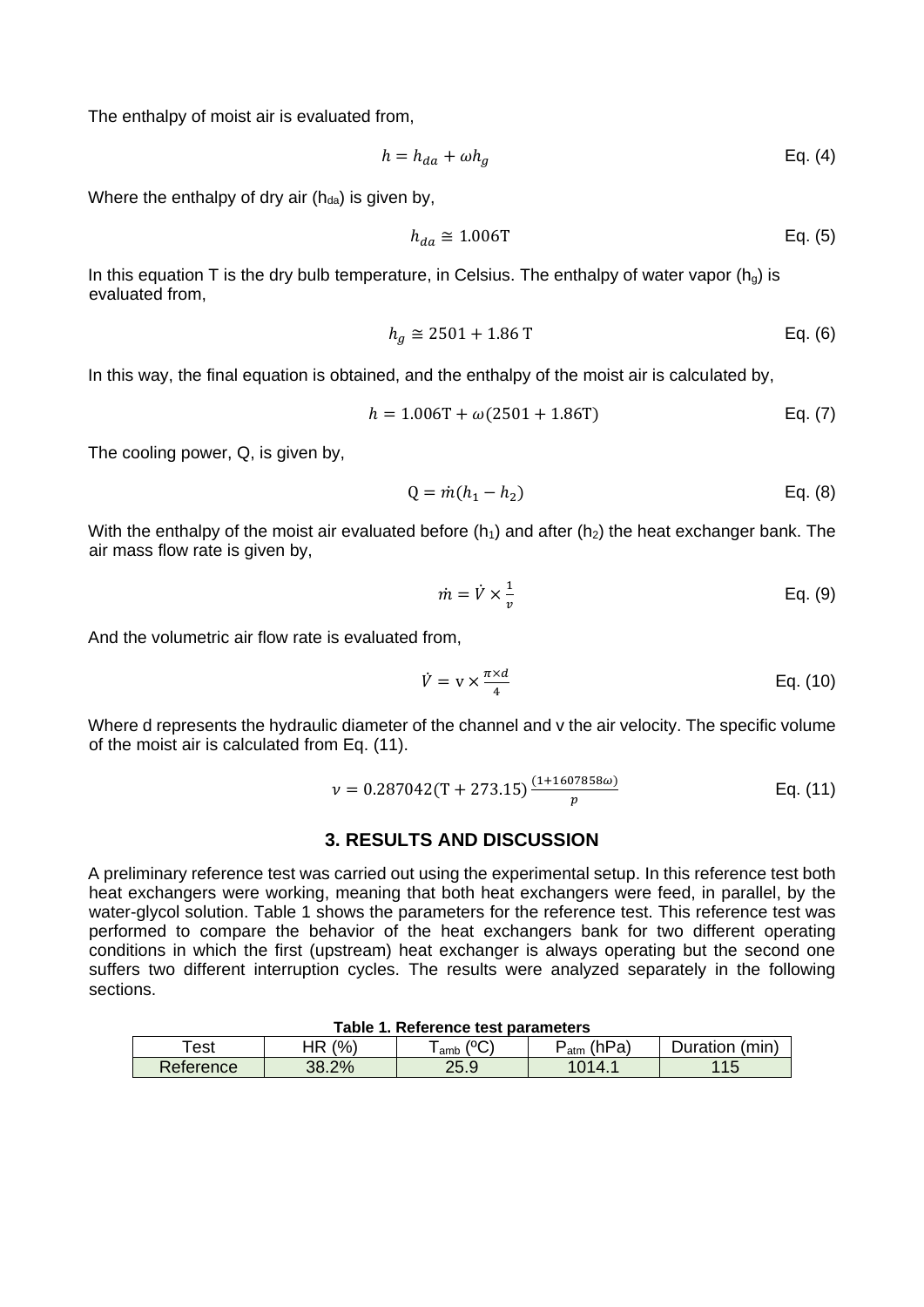The enthalpy of moist air is evaluated from,

$$h = h_{da} + \omega h_g \tag{4}$$

Where the enthalpy of dry air ($h_{da}$) is given by,

$$h_{da} \cong 1.006\mathrm{T} \tag{5}$$

In this equation T is the dry bulb temperature, in Celsius. The enthalpy of water vapor ($h_g$) is evaluated from,

$$h_g \cong 2501 + 1.86\ \mathrm{T} \tag{6}$$

In this way, the final equation is obtained, and the enthalpy of the moist air is calculated by,

$$h = 1.006\mathrm{T} + \omega(2501 + 1.86\mathrm{T}) \tag{7}$$

The cooling power, Q, is given by,

$$\mathrm{Q} = \dot{m}(h_1 - h_2) \tag{8}$$

With the enthalpy of the moist air evaluated before ($h_1$) and after ($h_2$) the heat exchanger bank. The air mass flow rate is given by,

$$\dot{m} = \dot{V} \times \frac{1}{v} \tag{9}$$

And the volumetric air flow rate is evaluated from,

$$\dot{V} = \mathrm{v} \times \frac{\pi \times d}{4} \tag{10}$$

Where d represents the hydraulic diameter of the channel and v the air velocity. The specific volume of the moist air is calculated from Eq. (11).

$$v = 0.287042(\mathrm{T} + 273.15)\,\frac{(1+1607858\omega)}{p} \tag{11}$$

## 3. RESULTS AND DISCUSSION

A preliminary reference test was carried out using the experimental setup. In this reference test both heat exchangers were working, meaning that both heat exchangers were feed, in parallel, by the water-glycol solution. Table 1 shows the parameters for the reference test. This reference test was performed to compare the behavior of the heat exchangers bank for two different operating conditions in which the first (upstream) heat exchanger is always operating but the second one suffers two different interruption cycles. The results were analyzed separately in the following sections.

**Table 1. Reference test parameters**

| Test | HR (%) | $T_{amb}$ (ºC) | $P_{atm}$ (hPa) | Duration (min) |
|---|---|---|---|---|
| Reference | 38.2% | 25.9 | 1014.1 | 115 |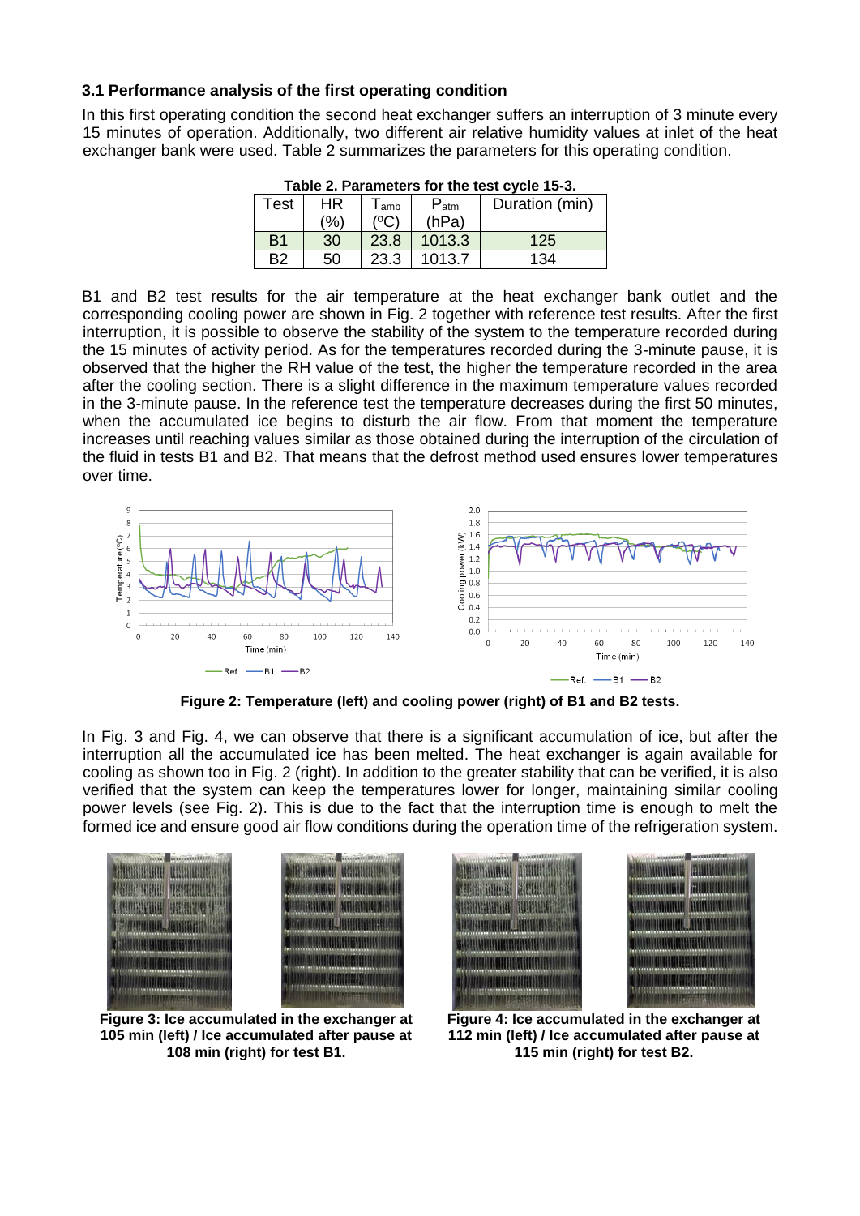### 3.1 Performance analysis of the first operating condition

In this first operating condition the second heat exchanger suffers an interruption of 3 minute every 15 minutes of operation. Additionally, two different air relative humidity values at inlet of the heat exchanger bank were used. Table 2 summarizes the parameters for this operating condition.

**Table 2. Parameters for the test cycle 15-3.**

| Test | HR (%) | $T_{amb}$ (ºC) | $P_{atm}$ (hPa) | Duration (min) |
|---|---|---|---|---|
| B1 | 30 | 23.8 | 1013.3 | 125 |
| B2 | 50 | 23.3 | 1013.7 | 134 |

B1 and B2 test results for the air temperature at the heat exchanger bank outlet and the corresponding cooling power are shown in Fig. 2 together with reference test results. After the first interruption, it is possible to observe the stability of the system to the temperature recorded during the 15 minutes of activity period. As for the temperatures recorded during the 3-minute pause, it is observed that the higher the RH value of the test, the higher the temperature recorded in the area after the cooling section. There is a slight difference in the maximum temperature values recorded in the 3-minute pause. In the reference test the temperature decreases during the first 50 minutes, when the accumulated ice begins to disturb the air flow. From that moment the temperature increases until reaching values similar as those obtained during the interruption of the circulation of the fluid in tests B1 and B2. That means that the defrost method used ensures lower temperatures over time.

**Figure 2: Temperature (left) and cooling power (right) of B1 and B2 tests.**

In Fig. 3 and Fig. 4, we can observe that there is a significant accumulation of ice, but after the interruption all the accumulated ice has been melted. The heat exchanger is again available for cooling as shown too in Fig. 2 (right). In addition to the greater stability that can be verified, it is also verified that the system can keep the temperatures lower for longer, maintaining similar cooling power levels (see Fig. 2). This is due to the fact that the interruption time is enough to melt the formed ice and ensure good air flow conditions during the operation time of the refrigeration system.

**Figure 3: Ice accumulated in the exchanger at 105 min (left) / Ice accumulated after pause at 108 min (right) for test B1.**

**Figure 4: Ice accumulated in the exchanger at 112 min (left) / Ice accumulated after pause at 115 min (right) for test B2.**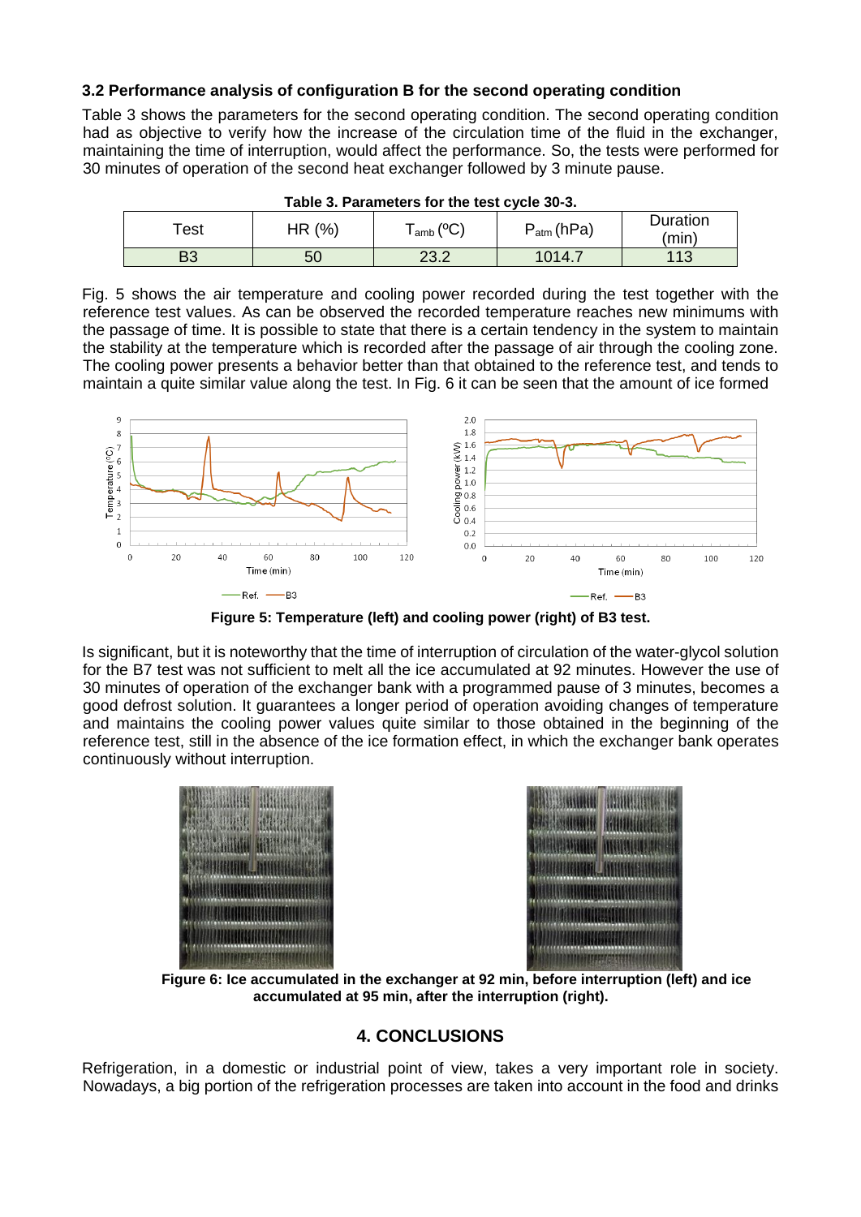### 3.2 Performance analysis of configuration B for the second operating condition

Table 3 shows the parameters for the second operating condition. The second operating condition had as objective to verify how the increase of the circulation time of the fluid in the exchanger, maintaining the time of interruption, would affect the performance. So, the tests were performed for 30 minutes of operation of the second heat exchanger followed by 3 minute pause.

**Table 3. Parameters for the test cycle 30-3.**

| Test | HR (%) | $T_{amb}$ (ºC) | $P_{atm}$ (hPa) | Duration (min) |
|---|---|---|---|---|
| B3 | 50 | 23.2 | 1014.7 | 113 |

Fig. 5 shows the air temperature and cooling power recorded during the test together with the reference test values. As can be observed the recorded temperature reaches new minimums with the passage of time. It is possible to state that there is a certain tendency in the system to maintain the stability at the temperature which is recorded after the passage of air through the cooling zone. The cooling power presents a behavior better than that obtained to the reference test, and tends to maintain a quite similar value along the test. In Fig. 6 it can be seen that the amount of ice formed

**Figure 5: Temperature (left) and cooling power (right) of B3 test.**

Is significant, but it is noteworthy that the time of interruption of circulation of the water-glycol solution for the B7 test was not sufficient to melt all the ice accumulated at 92 minutes. However the use of 30 minutes of operation of the exchanger bank with a programmed pause of 3 minutes, becomes a good defrost solution. It guarantees a longer period of operation avoiding changes of temperature and maintains the cooling power values quite similar to those obtained in the beginning of the reference test, still in the absence of the ice formation effect, in which the exchanger bank operates continuously without interruption.

**Figure 6: Ice accumulated in the exchanger at 92 min, before interruption (left) and ice accumulated at 95 min, after the interruption (right).**

## 4. CONCLUSIONS

Refrigeration, in a domestic or industrial point of view, takes a very important role in society. Nowadays, a big portion of the refrigeration processes are taken into account in the food and drinks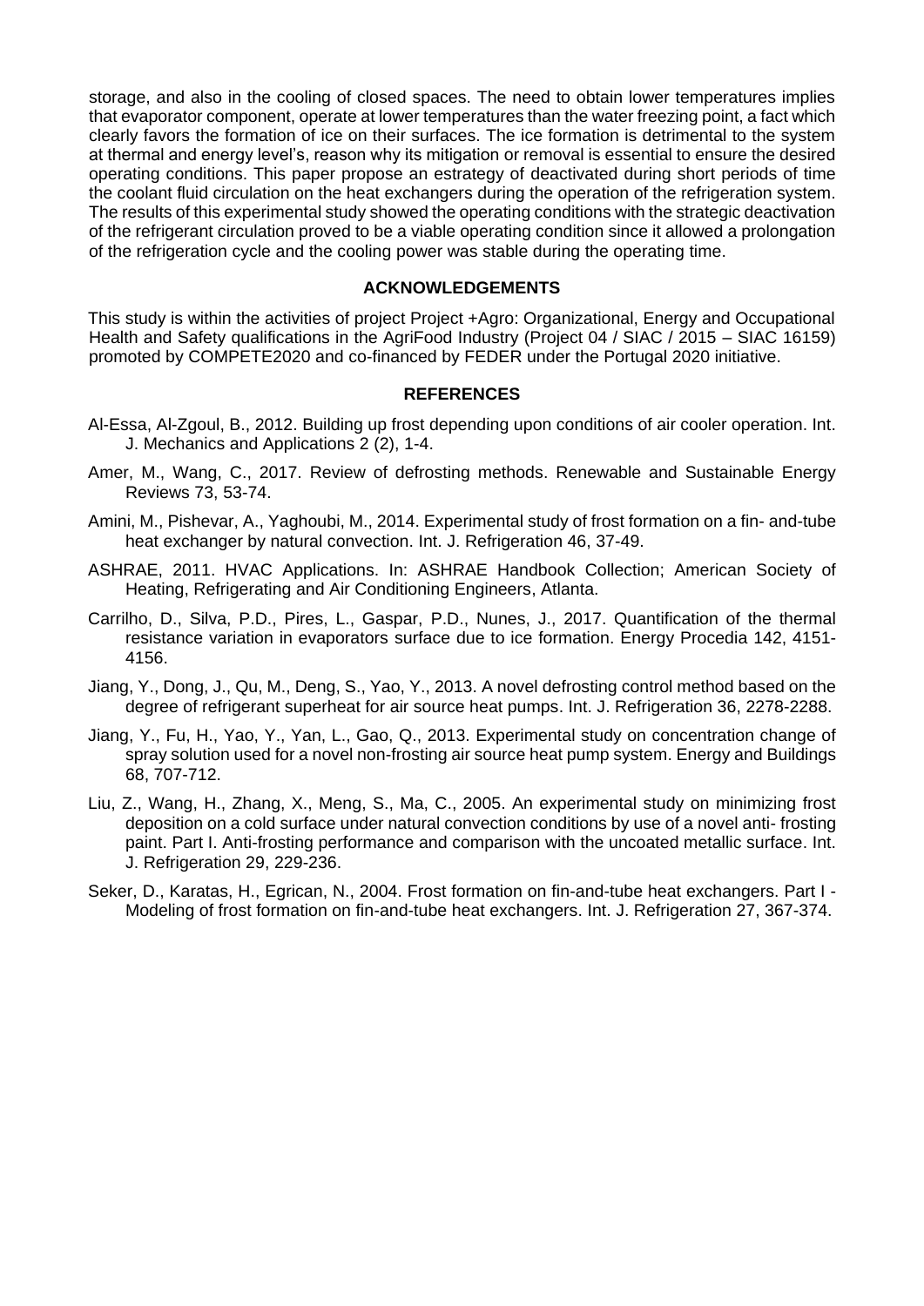storage, and also in the cooling of closed spaces. The need to obtain lower temperatures implies that evaporator component, operate at lower temperatures than the water freezing point, a fact which clearly favors the formation of ice on their surfaces. The ice formation is detrimental to the system at thermal and energy level's, reason why its mitigation or removal is essential to ensure the desired operating conditions. This paper propose an estrategy of deactivated during short periods of time the coolant fluid circulation on the heat exchangers during the operation of the refrigeration system. The results of this experimental study showed the operating conditions with the strategic deactivation of the refrigerant circulation proved to be a viable operating condition since it allowed a prolongation of the refrigeration cycle and the cooling power was stable during the operating time.

## ACKNOWLEDGEMENTS

This study is within the activities of project Project +Agro: Organizational, Energy and Occupational Health and Safety qualifications in the AgriFood Industry (Project 04 / SIAC / 2015 – SIAC 16159) promoted by COMPETE2020 and co-financed by FEDER under the Portugal 2020 initiative.

## REFERENCES

Al-Essa, Al-Zgoul, B., 2012. Building up frost depending upon conditions of air cooler operation. Int. J. Mechanics and Applications 2 (2), 1-4.

Amer, M., Wang, C., 2017. Review of defrosting methods. Renewable and Sustainable Energy Reviews 73, 53-74.

Amini, M., Pishevar, A., Yaghoubi, M., 2014. Experimental study of frost formation on a fin- and-tube heat exchanger by natural convection. Int. J. Refrigeration 46, 37-49.

ASHRAE, 2011. HVAC Applications. In: ASHRAE Handbook Collection; American Society of Heating, Refrigerating and Air Conditioning Engineers, Atlanta.

Carrilho, D., Silva, P.D., Pires, L., Gaspar, P.D., Nunes, J., 2017. Quantification of the thermal resistance variation in evaporators surface due to ice formation. Energy Procedia 142, 4151-4156.

Jiang, Y., Dong, J., Qu, M., Deng, S., Yao, Y., 2013. A novel defrosting control method based on the degree of refrigerant superheat for air source heat pumps. Int. J. Refrigeration 36, 2278-2288.

Jiang, Y., Fu, H., Yao, Y., Yan, L., Gao, Q., 2013. Experimental study on concentration change of spray solution used for a novel non-frosting air source heat pump system. Energy and Buildings 68, 707-712.

Liu, Z., Wang, H., Zhang, X., Meng, S., Ma, C., 2005. An experimental study on minimizing frost deposition on a cold surface under natural convection conditions by use of a novel anti- frosting paint. Part I. Anti-frosting performance and comparison with the uncoated metallic surface. Int. J. Refrigeration 29, 229-236.

Seker, D., Karatas, H., Egrican, N., 2004. Frost formation on fin-and-tube heat exchangers. Part I - Modeling of frost formation on fin-and-tube heat exchangers. Int. J. Refrigeration 27, 367-374.